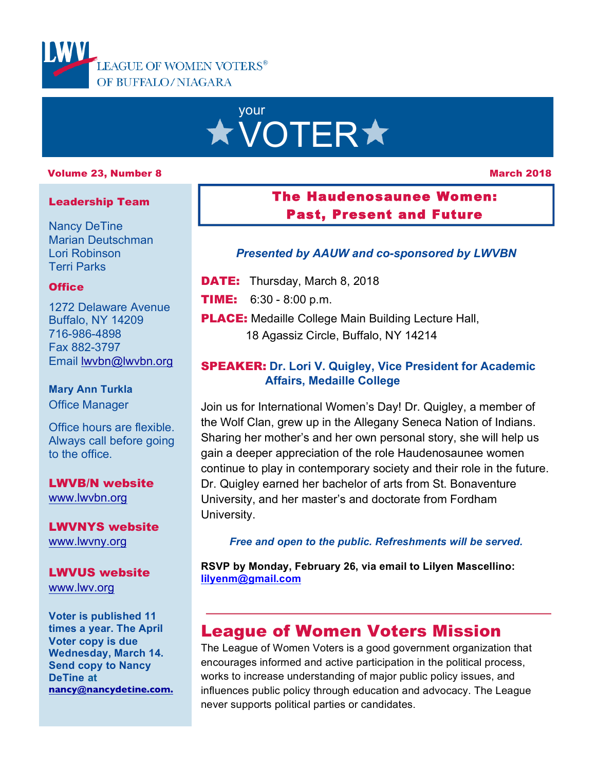LEAGUE OF WOMEN VOTERS® OF BUFFALO/NIAGARA

# your ★VOTER★

**Volume 23, Number 8** **March 2018**

## The Haudenosaunee Women: Past, Present and Future

***Presented by AAUW and co-sponsored by LWVBN***

**DATE:** Thursday, March 8, 2018

**TIME:** 6:30 - 8:00 p.m.

**PLACE:** Medaille College Main Building Lecture Hall, 18 Agassiz Circle, Buffalo, NY 14214

**SPEAKER: Dr. Lori V. Quigley, Vice President for Academic Affairs, Medaille College**

Join us for International Women's Day! Dr. Quigley, a member of the Wolf Clan, grew up in the Allegany Seneca Nation of Indians. Sharing her mother's and her own personal story, she will help us gain a deeper appreciation of the role Haudenosaunee women continue to play in contemporary society and their role in the future. Dr. Quigley earned her bachelor of arts from St. Bonaventure University, and her master's and doctorate from Fordham University.

***Free and open to the public. Refreshments will be served.***

**RSVP by Monday, February 26, via email to Lilyen Mascellino: lilyenm@gmail.com**

## League of Women Voters Mission

The League of Women Voters is a good government organization that encourages informed and active participation in the political process, works to increase understanding of major public policy issues, and influences public policy through education and advocacy. The League never supports political parties or candidates.

---

### Leadership Team

Nancy DeTine
Marian Deutschman
Lori Robinson
Terri Parks

### Office

1272 Delaware Avenue
Buffalo, NY 14209
716-986-4898
Fax 882-3797
Email lwvbn@lwvbn.org

**Mary Ann Turkla**
Office Manager

Office hours are flexible. Always call before going to the office.

### LWVB/N website

www.lwvbn.org

### LWVNYS website

www.lwvny.org

### LWVUS website

www.lwv.org

**Voter is published 11 times a year. The April Voter copy is due Wednesday, March 14. Send copy to Nancy DeTine at nancy@nancydetine.com.**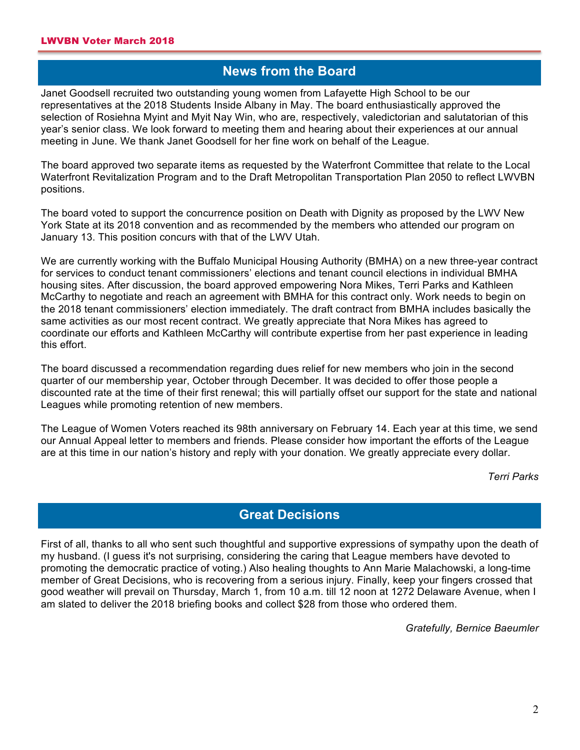## News from the Board

Janet Goodsell recruited two outstanding young women from Lafayette High School to be our representatives at the 2018 Students Inside Albany in May. The board enthusiastically approved the selection of Rosiehna Myint and Myit Nay Win, who are, respectively, valedictorian and salutatorian of this year's senior class. We look forward to meeting them and hearing about their experiences at our annual meeting in June. We thank Janet Goodsell for her fine work on behalf of the League.

The board approved two separate items as requested by the Waterfront Committee that relate to the Local Waterfront Revitalization Program and to the Draft Metropolitan Transportation Plan 2050 to reflect LWVBN positions.

The board voted to support the concurrence position on Death with Dignity as proposed by the LWV New York State at its 2018 convention and as recommended by the members who attended our program on January 13. This position concurs with that of the LWV Utah.

We are currently working with the Buffalo Municipal Housing Authority (BMHA) on a new three-year contract for services to conduct tenant commissioners' elections and tenant council elections in individual BMHA housing sites. After discussion, the board approved empowering Nora Mikes, Terri Parks and Kathleen McCarthy to negotiate and reach an agreement with BMHA for this contract only. Work needs to begin on the 2018 tenant commissioners' election immediately. The draft contract from BMHA includes basically the same activities as our most recent contract. We greatly appreciate that Nora Mikes has agreed to coordinate our efforts and Kathleen McCarthy will contribute expertise from her past experience in leading this effort.

The board discussed a recommendation regarding dues relief for new members who join in the second quarter of our membership year, October through December. It was decided to offer those people a discounted rate at the time of their first renewal; this will partially offset our support for the state and national Leagues while promoting retention of new members.

The League of Women Voters reached its 98th anniversary on February 14. Each year at this time, we send our Annual Appeal letter to members and friends. Please consider how important the efforts of the League are at this time in our nation's history and reply with your donation. We greatly appreciate every dollar.

*Terri Parks*

## Great Decisions

First of all, thanks to all who sent such thoughtful and supportive expressions of sympathy upon the death of my husband. (I guess it's not surprising, considering the caring that League members have devoted to promoting the democratic practice of voting.) Also healing thoughts to Ann Marie Malachowski, a long-time member of Great Decisions, who is recovering from a serious injury. Finally, keep your fingers crossed that good weather will prevail on Thursday, March 1, from 10 a.m. till 12 noon at 1272 Delaware Avenue, when I am slated to deliver the 2018 briefing books and collect $28 from those who ordered them.

*Gratefully, Bernice Baeumler*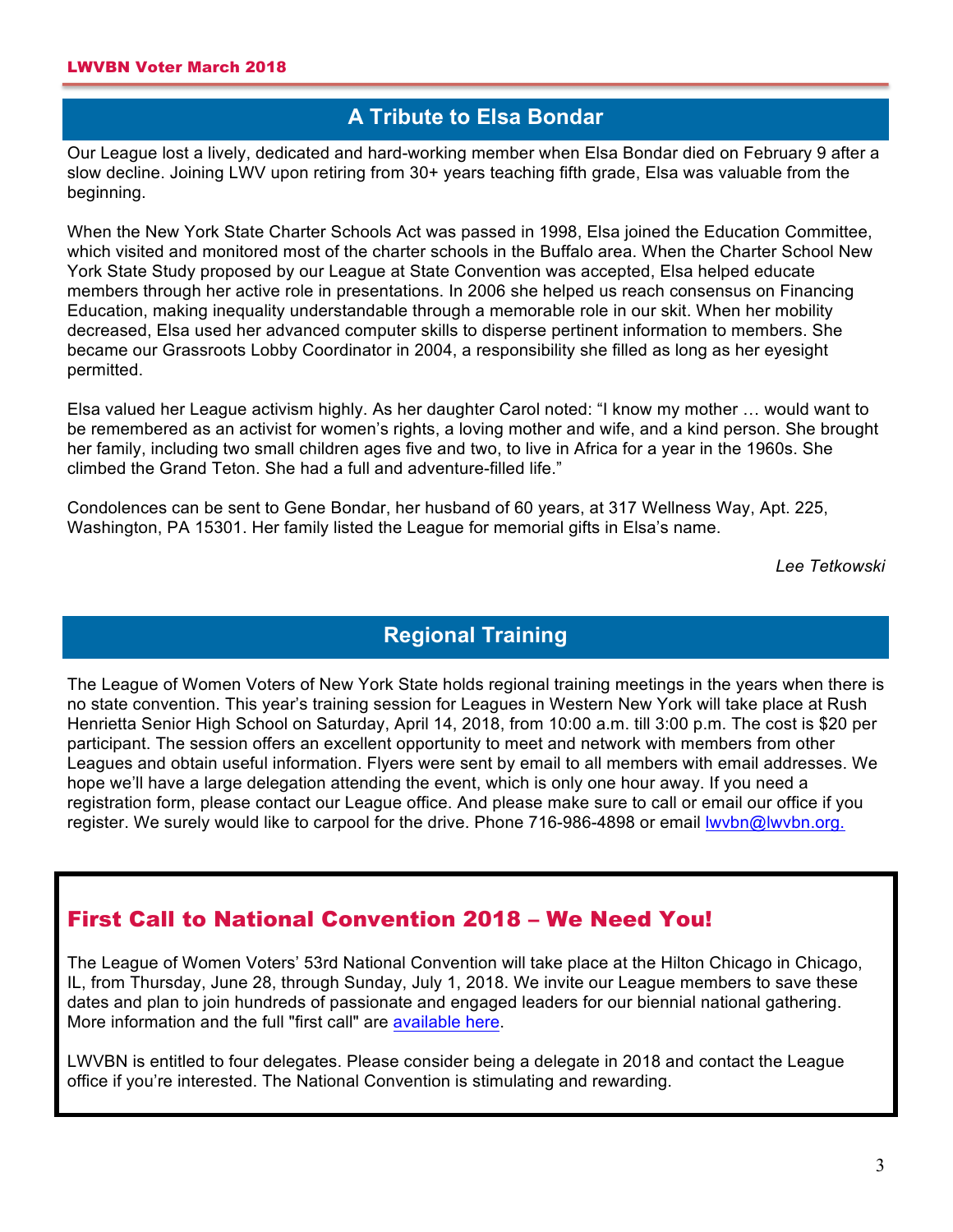## A Tribute to Elsa Bondar

Our League lost a lively, dedicated and hard-working member when Elsa Bondar died on February 9 after a slow decline. Joining LWV upon retiring from 30+ years teaching fifth grade, Elsa was valuable from the beginning.

When the New York State Charter Schools Act was passed in 1998, Elsa joined the Education Committee, which visited and monitored most of the charter schools in the Buffalo area. When the Charter School New York State Study proposed by our League at State Convention was accepted, Elsa helped educate members through her active role in presentations. In 2006 she helped us reach consensus on Financing Education, making inequality understandable through a memorable role in our skit. When her mobility decreased, Elsa used her advanced computer skills to disperse pertinent information to members. She became our Grassroots Lobby Coordinator in 2004, a responsibility she filled as long as her eyesight permitted.

Elsa valued her League activism highly. As her daughter Carol noted: "I know my mother … would want to be remembered as an activist for women's rights, a loving mother and wife, and a kind person. She brought her family, including two small children ages five and two, to live in Africa for a year in the 1960s. She climbed the Grand Teton. She had a full and adventure-filled life."

Condolences can be sent to Gene Bondar, her husband of 60 years, at 317 Wellness Way, Apt. 225, Washington, PA 15301. Her family listed the League for memorial gifts in Elsa's name.

*Lee Tetkowski*

## Regional Training

The League of Women Voters of New York State holds regional training meetings in the years when there is no state convention. This year's training session for Leagues in Western New York will take place at Rush Henrietta Senior High School on Saturday, April 14, 2018, from 10:00 a.m. till 3:00 p.m. The cost is $20 per participant. The session offers an excellent opportunity to meet and network with members from other Leagues and obtain useful information. Flyers were sent by email to all members with email addresses. We hope we'll have a large delegation attending the event, which is only one hour away. If you need a registration form, please contact our League office. And please make sure to call or email our office if you register. We surely would like to carpool for the drive. Phone 716-986-4898 or email lwvbn@lwvbn.org.

## First Call to National Convention 2018 – We Need You!

The League of Women Voters' 53rd National Convention will take place at the Hilton Chicago in Chicago, IL, from Thursday, June 28, through Sunday, July 1, 2018. We invite our League members to save these dates and plan to join hundreds of passionate and engaged leaders for our biennial national gathering. More information and the full "first call" are available here.

LWVBN is entitled to four delegates. Please consider being a delegate in 2018 and contact the League office if you're interested. The National Convention is stimulating and rewarding.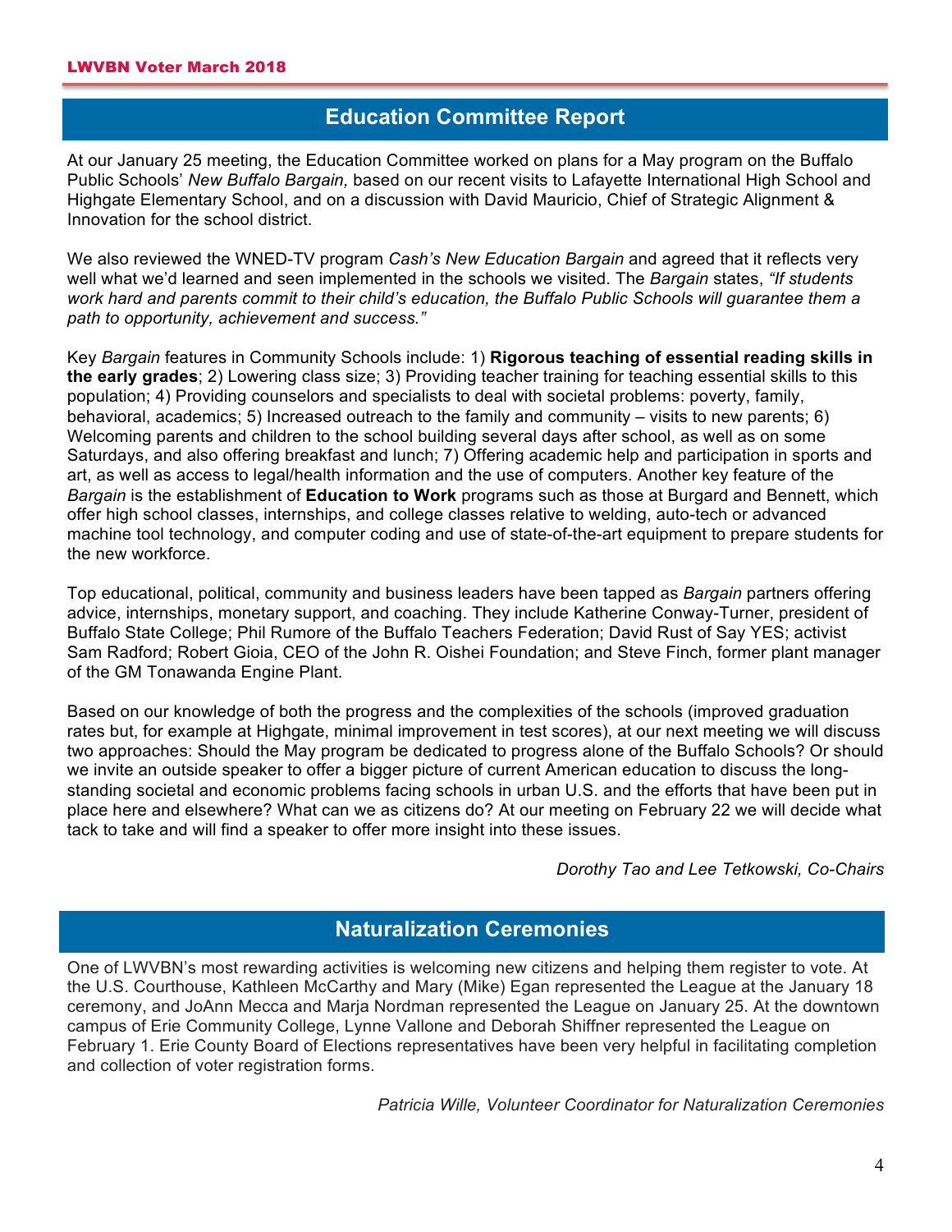## Education Committee Report

At our January 25 meeting, the Education Committee worked on plans for a May program on the Buffalo Public Schools' *New Buffalo Bargain,* based on our recent visits to Lafayette International High School and Highgate Elementary School, and on a discussion with David Mauricio, Chief of Strategic Alignment & Innovation for the school district.

We also reviewed the WNED-TV program *Cash's New Education Bargain* and agreed that it reflects very well what we'd learned and seen implemented in the schools we visited. The *Bargain* states, *"If students work hard and parents commit to their child's education, the Buffalo Public Schools will guarantee them a path to opportunity, achievement and success."*

Key *Bargain* features in Community Schools include: 1) **Rigorous teaching of essential reading skills in the early grades**; 2) Lowering class size; 3) Providing teacher training for teaching essential skills to this population; 4) Providing counselors and specialists to deal with societal problems: poverty, family, behavioral, academics; 5) Increased outreach to the family and community – visits to new parents; 6) Welcoming parents and children to the school building several days after school, as well as on some Saturdays, and also offering breakfast and lunch; 7) Offering academic help and participation in sports and art, as well as access to legal/health information and the use of computers. Another key feature of the *Bargain* is the establishment of **Education to Work** programs such as those at Burgard and Bennett, which offer high school classes, internships, and college classes relative to welding, auto-tech or advanced machine tool technology, and computer coding and use of state-of-the-art equipment to prepare students for the new workforce.

Top educational, political, community and business leaders have been tapped as *Bargain* partners offering advice, internships, monetary support, and coaching. They include Katherine Conway-Turner, president of Buffalo State College; Phil Rumore of the Buffalo Teachers Federation; David Rust of Say YES; activist Sam Radford; Robert Gioia, CEO of the John R. Oishei Foundation; and Steve Finch, former plant manager of the GM Tonawanda Engine Plant.

Based on our knowledge of both the progress and the complexities of the schools (improved graduation rates but, for example at Highgate, minimal improvement in test scores), at our next meeting we will discuss two approaches: Should the May program be dedicated to progress alone of the Buffalo Schools? Or should we invite an outside speaker to offer a bigger picture of current American education to discuss the long-standing societal and economic problems facing schools in urban U.S. and the efforts that have been put in place here and elsewhere? What can we as citizens do? At our meeting on February 22 we will decide what tack to take and will find a speaker to offer more insight into these issues.

*Dorothy Tao and Lee Tetkowski, Co-Chairs*

## Naturalization Ceremonies

One of LWVBN's most rewarding activities is welcoming new citizens and helping them register to vote. At the U.S. Courthouse, Kathleen McCarthy and Mary (Mike) Egan represented the League at the January 18 ceremony, and JoAnn Mecca and Marja Nordman represented the League on January 25. At the downtown campus of Erie Community College, Lynne Vallone and Deborah Shiffner represented the League on February 1. Erie County Board of Elections representatives have been very helpful in facilitating completion and collection of voter registration forms.

*Patricia Wille, Volunteer Coordinator for Naturalization Ceremonies*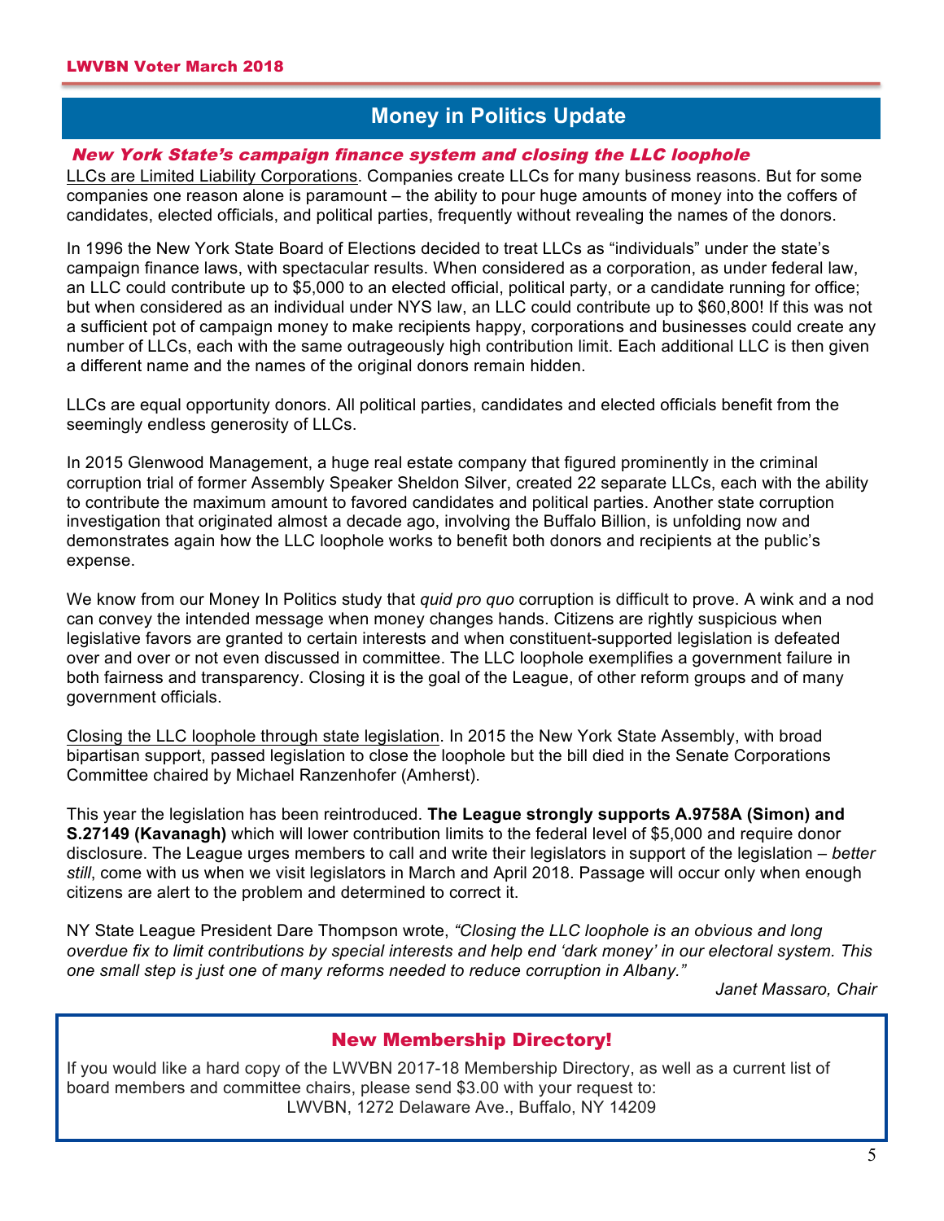## Money in Politics Update

### *New York State's campaign finance system and closing the LLC loophole*

LLCs are Limited Liability Corporations. Companies create LLCs for many business reasons. But for some companies one reason alone is paramount – the ability to pour huge amounts of money into the coffers of candidates, elected officials, and political parties, frequently without revealing the names of the donors.

In 1996 the New York State Board of Elections decided to treat LLCs as "individuals" under the state's campaign finance laws, with spectacular results. When considered as a corporation, as under federal law, an LLC could contribute up to $5,000 to an elected official, political party, or a candidate running for office; but when considered as an individual under NYS law, an LLC could contribute up to $60,800! If this was not a sufficient pot of campaign money to make recipients happy, corporations and businesses could create any number of LLCs, each with the same outrageously high contribution limit. Each additional LLC is then given a different name and the names of the original donors remain hidden.

LLCs are equal opportunity donors. All political parties, candidates and elected officials benefit from the seemingly endless generosity of LLCs.

In 2015 Glenwood Management, a huge real estate company that figured prominently in the criminal corruption trial of former Assembly Speaker Sheldon Silver, created 22 separate LLCs, each with the ability to contribute the maximum amount to favored candidates and political parties. Another state corruption investigation that originated almost a decade ago, involving the Buffalo Billion, is unfolding now and demonstrates again how the LLC loophole works to benefit both donors and recipients at the public's expense.

We know from our Money In Politics study that *quid pro quo* corruption is difficult to prove. A wink and a nod can convey the intended message when money changes hands. Citizens are rightly suspicious when legislative favors are granted to certain interests and when constituent-supported legislation is defeated over and over or not even discussed in committee. The LLC loophole exemplifies a government failure in both fairness and transparency. Closing it is the goal of the League, of other reform groups and of many government officials.

Closing the LLC loophole through state legislation. In 2015 the New York State Assembly, with broad bipartisan support, passed legislation to close the loophole but the bill died in the Senate Corporations Committee chaired by Michael Ranzenhofer (Amherst).

This year the legislation has been reintroduced. **The League strongly supports A.9758A (Simon) and S.27149 (Kavanagh)** which will lower contribution limits to the federal level of $5,000 and require donor disclosure. The League urges members to call and write their legislators in support of the legislation – *better still*, come with us when we visit legislators in March and April 2018. Passage will occur only when enough citizens are alert to the problem and determined to correct it.

NY State League President Dare Thompson wrote, *"Closing the LLC loophole is an obvious and long overdue fix to limit contributions by special interests and help end 'dark money' in our electoral system. This one small step is just one of many reforms needed to reduce corruption in Albany."*

*Janet Massaro, Chair*

## New Membership Directory!

If you would like a hard copy of the LWVBN 2017-18 Membership Directory, as well as a current list of board members and committee chairs, please send $3.00 with your request to:

LWVBN, 1272 Delaware Ave., Buffalo, NY 14209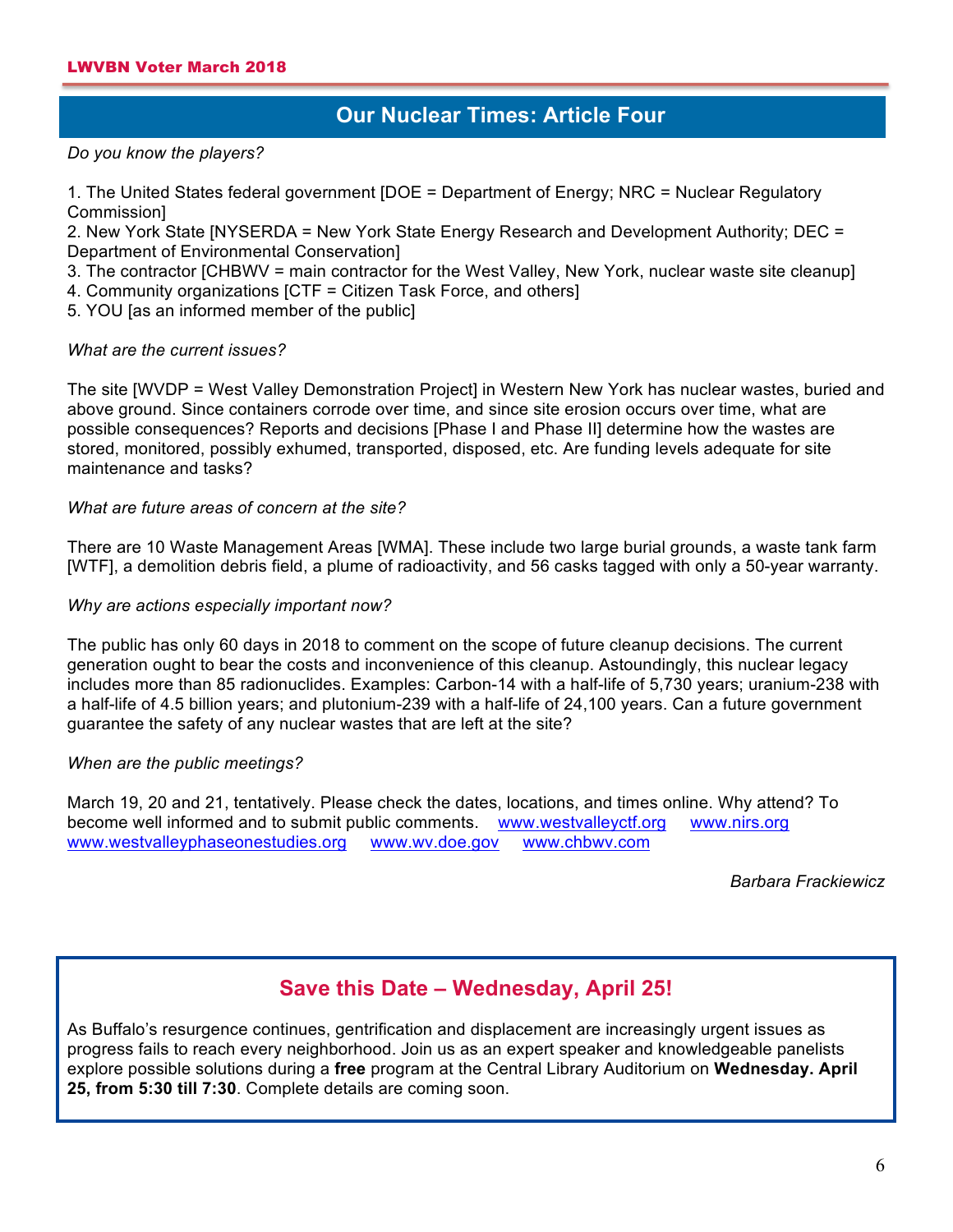## Our Nuclear Times: Article Four

*Do you know the players?*

1. The United States federal government [DOE = Department of Energy; NRC = Nuclear Regulatory Commission]
2. New York State [NYSERDA = New York State Energy Research and Development Authority; DEC = Department of Environmental Conservation]
3. The contractor [CHBWV = main contractor for the West Valley, New York, nuclear waste site cleanup]
4. Community organizations [CTF = Citizen Task Force, and others]
5. YOU [as an informed member of the public]

*What are the current issues?*

The site [WVDP = West Valley Demonstration Project] in Western New York has nuclear wastes, buried and above ground. Since containers corrode over time, and since site erosion occurs over time, what are possible consequences? Reports and decisions [Phase I and Phase II] determine how the wastes are stored, monitored, possibly exhumed, transported, disposed, etc. Are funding levels adequate for site maintenance and tasks?

*What are future areas of concern at the site?*

There are 10 Waste Management Areas [WMA]. These include two large burial grounds, a waste tank farm [WTF], a demolition debris field, a plume of radioactivity, and 56 casks tagged with only a 50-year warranty.

*Why are actions especially important now?*

The public has only 60 days in 2018 to comment on the scope of future cleanup decisions. The current generation ought to bear the costs and inconvenience of this cleanup. Astoundingly, this nuclear legacy includes more than 85 radionuclides. Examples: Carbon-14 with a half-life of 5,730 years; uranium-238 with a half-life of 4.5 billion years; and plutonium-239 with a half-life of 24,100 years. Can a future government guarantee the safety of any nuclear wastes that are left at the site?

*When are the public meetings?*

March 19, 20 and 21, tentatively. Please check the dates, locations, and times online. Why attend? To become well informed and to submit public comments. www.westvalleyctf.org www.nirs.org www.westvalleyphaseonestudies.org www.wv.doe.gov www.chbwv.com

*Barbara Frackiewicz*

## Save this Date – Wednesday, April 25!

As Buffalo's resurgence continues, gentrification and displacement are increasingly urgent issues as progress fails to reach every neighborhood. Join us as an expert speaker and knowledgeable panelists explore possible solutions during a **free** program at the Central Library Auditorium on **Wednesday. April 25, from 5:30 till 7:30**. Complete details are coming soon.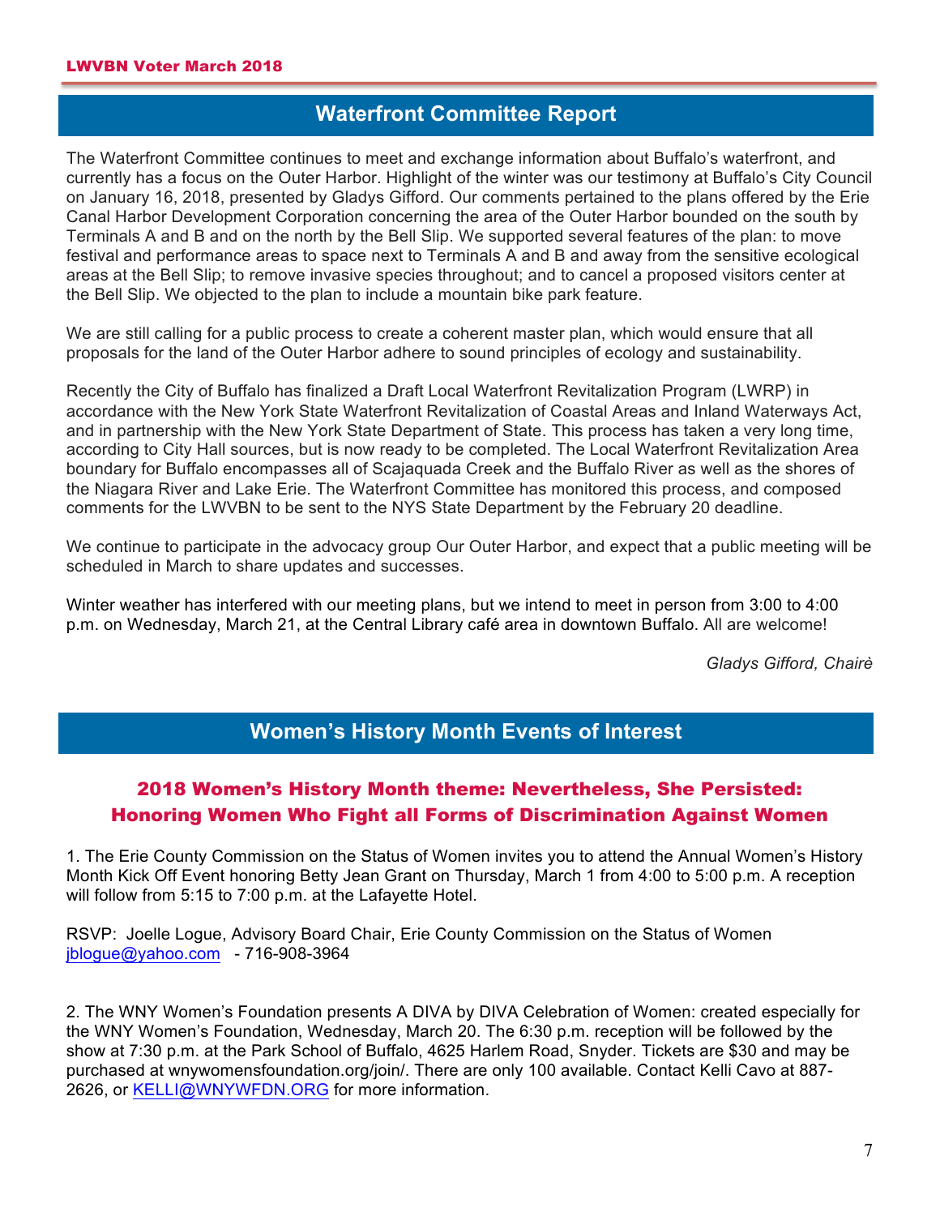## Waterfront Committee Report

The Waterfront Committee continues to meet and exchange information about Buffalo's waterfront, and currently has a focus on the Outer Harbor. Highlight of the winter was our testimony at Buffalo's City Council on January 16, 2018, presented by Gladys Gifford. Our comments pertained to the plans offered by the Erie Canal Harbor Development Corporation concerning the area of the Outer Harbor bounded on the south by Terminals A and B and on the north by the Bell Slip. We supported several features of the plan: to move festival and performance areas to space next to Terminals A and B and away from the sensitive ecological areas at the Bell Slip; to remove invasive species throughout; and to cancel a proposed visitors center at the Bell Slip. We objected to the plan to include a mountain bike park feature.

We are still calling for a public process to create a coherent master plan, which would ensure that all proposals for the land of the Outer Harbor adhere to sound principles of ecology and sustainability.

Recently the City of Buffalo has finalized a Draft Local Waterfront Revitalization Program (LWRP) in accordance with the New York State Waterfront Revitalization of Coastal Areas and Inland Waterways Act, and in partnership with the New York State Department of State. This process has taken a very long time, according to City Hall sources, but is now ready to be completed. The Local Waterfront Revitalization Area boundary for Buffalo encompasses all of Scajaquada Creek and the Buffalo River as well as the shores of the Niagara River and Lake Erie. The Waterfront Committee has monitored this process, and composed comments for the LWVBN to be sent to the NYS State Department by the February 20 deadline.

We continue to participate in the advocacy group Our Outer Harbor, and expect that a public meeting will be scheduled in March to share updates and successes.

Winter weather has interfered with our meeting plans, but we intend to meet in person from 3:00 to 4:00 p.m. on Wednesday, March 21, at the Central Library café area in downtown Buffalo. All are welcome!

*Gladys Gifford, Chairè*

## Women's History Month Events of Interest

### 2018 Women's History Month theme: Nevertheless, She Persisted: Honoring Women Who Fight all Forms of Discrimination Against Women

1. The Erie County Commission on the Status of Women invites you to attend the Annual Women's History Month Kick Off Event honoring Betty Jean Grant on Thursday, March 1 from 4:00 to 5:00 p.m. A reception will follow from 5:15 to 7:00 p.m. at the Lafayette Hotel.

RSVP: Joelle Logue, Advisory Board Chair, Erie County Commission on the Status of Women jblogue@yahoo.com - 716-908-3964

2. The WNY Women's Foundation presents A DIVA by DIVA Celebration of Women: created especially for the WNY Women's Foundation, Wednesday, March 20. The 6:30 p.m. reception will be followed by the show at 7:30 p.m. at the Park School of Buffalo, 4625 Harlem Road, Snyder. Tickets are $30 and may be purchased at wnywomensfoundation.org/join/. There are only 100 available. Contact Kelli Cavo at 887-2626, or KELLI@WNYWFDN.ORG for more information.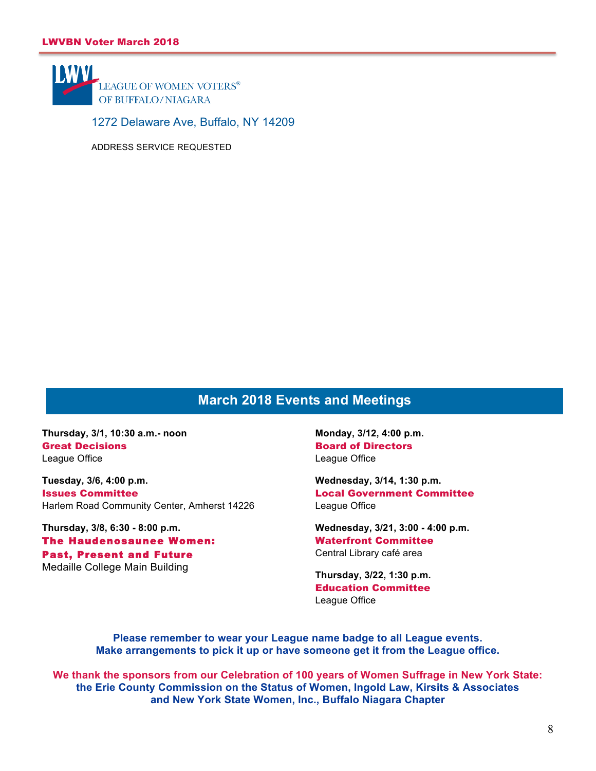LEAGUE OF WOMEN VOTERS®
OF BUFFALO/NIAGARA

1272 Delaware Ave, Buffalo, NY 14209

ADDRESS SERVICE REQUESTED

## March 2018 Events and Meetings

**Thursday, 3/1, 10:30 a.m.- noon**
**Great Decisions**
League Office

**Tuesday, 3/6, 4:00 p.m.**
**Issues Committee**
Harlem Road Community Center, Amherst 14226

**Thursday, 3/8, 6:30 - 8:00 p.m.**
**The Haudenosaunee Women: Past, Present and Future**
Medaille College Main Building

**Monday, 3/12, 4:00 p.m.**
**Board of Directors**
League Office

**Wednesday, 3/14, 1:30 p.m.**
**Local Government Committee**
League Office

**Wednesday, 3/21, 3:00 - 4:00 p.m.**
**Waterfront Committee**
Central Library café area

**Thursday, 3/22, 1:30 p.m.**
**Education Committee**
League Office

**Please remember to wear your League name badge to all League events.**
**Make arrangements to pick it up or have someone get it from the League office.**

**We thank the sponsors from our Celebration of 100 years of Women Suffrage in New York State: the Erie County Commission on the Status of Women, Ingold Law, Kirsits & Associates and New York State Women, Inc., Buffalo Niagara Chapter**